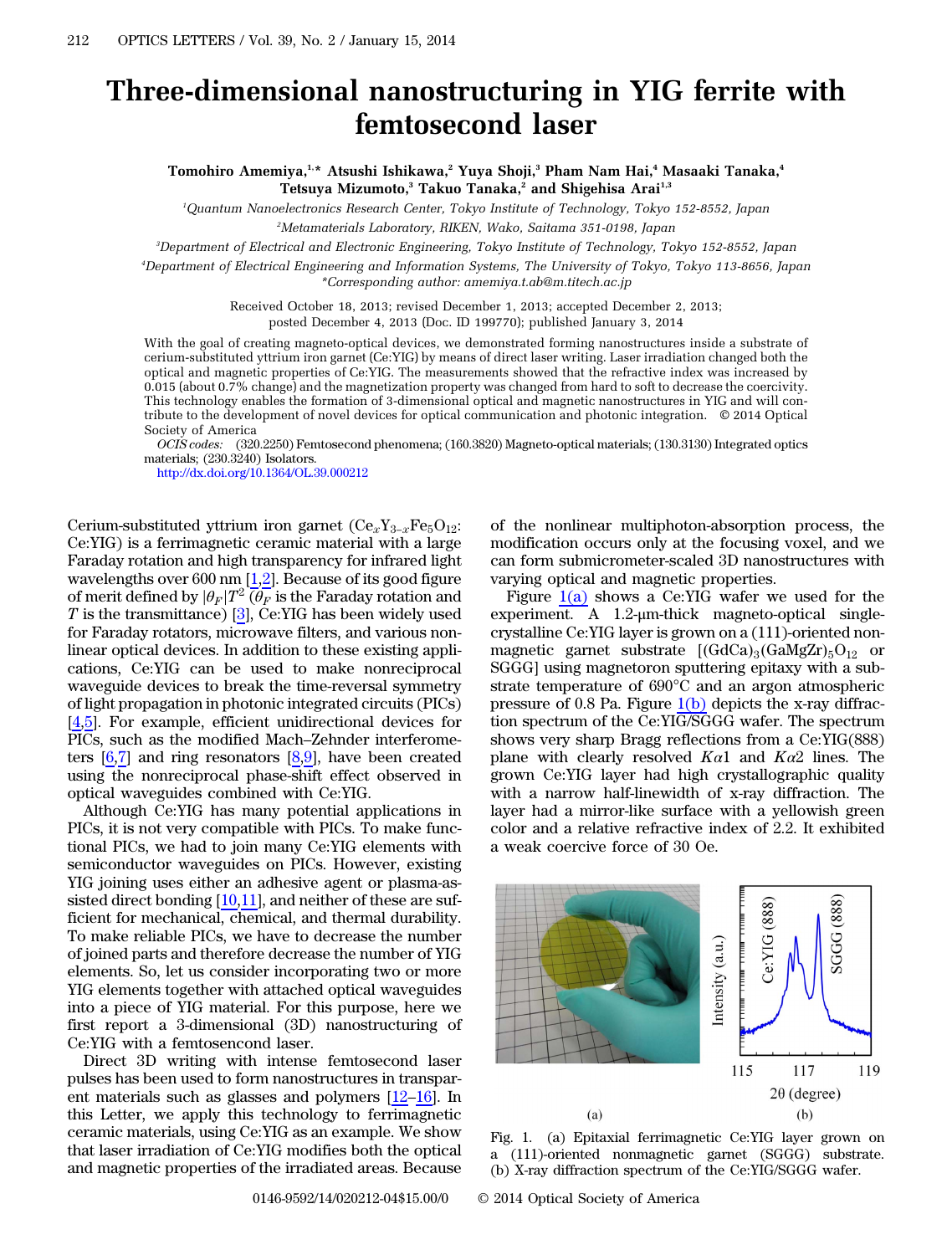# Three-dimensional nanostructuring in YIG ferrite with femtosecond laser

**Tomohiro Amemiya,[1,*] Atsushi Ishikawa,[2] Yuya Shoji,[3] Pham Nam Hai,[4] Masaaki Tanaka,[4] Tetsuya Mizumoto,[3] Takuo Tanaka,[2] and Shigehisa Arai[1,3]**

[1]Quantum Nanoelectronics Research Center, Tokyo Institute of Technology, Tokyo 152-8552, Japan

[2]Metamaterials Laboratory, RIKEN, Wako, Saitama 351-0198, Japan

[3]Department of Electrical and Electronic Engineering, Tokyo Institute of Technology, Tokyo 152-8552, Japan

[4]Department of Electrical Engineering and Information Systems, The University of Tokyo, Tokyo 113-8656, Japan

*Corresponding author: amemiya.t.ab@m.titech.ac.jp

Received October 18, 2013; revised December 1, 2013; accepted December 2, 2013; posted December 4, 2013 (Doc. ID 199770); published January 3, 2014

With the goal of creating magneto-optical devices, we demonstrated forming nanostructures inside a substrate of cerium-substituted yttrium iron garnet (Ce:YIG) by means of direct laser writing. Laser irradiation changed both the optical and magnetic properties of Ce:YIG. The measurements showed that the refractive index was increased by 0.015 (about 0.7% change) and the magnetization property was changed from hard to soft to decrease the coercivity. This technology enables the formation of 3-dimensional optical and magnetic nanostructures in YIG and will contribute to the development of novel devices for optical communication and photonic integration. © 2014 Optical Society of America

*OCIS codes:* (320.2250) Femtosecond phenomena; (160.3820) Magneto-optical materials; (130.3130) Integrated optics materials; (230.3240) Isolators.

http://dx.doi.org/10.1364/OL.39.000212

Cerium-substituted yttrium iron garnet ($Ce_xY_{3-x}Fe_5O_{12}$: Ce:YIG) is a ferrimagnetic ceramic material with a large Faraday rotation and high transparency for infrared light wavelengths over 600 nm [1,2]. Because of its good figure of merit defined by $|\theta_F|T^2$ ($\theta_F$ is the Faraday rotation and $T$ is the transmittance) [3], Ce:YIG has been widely used for Faraday rotators, microwave filters, and various nonlinear optical devices. In addition to these existing applications, Ce:YIG can be used to make nonreciprocal waveguide devices to break the time-reversal symmetry of light propagation in photonic integrated circuits (PICs) [4,5]. For example, efficient unidirectional devices for PICs, such as the modified Mach–Zehnder interferometers [6,7] and ring resonators [8,9], have been created using the nonreciprocal phase-shift effect observed in optical waveguides combined with Ce:YIG.

Although Ce:YIG has many potential applications in PICs, it is not very compatible with PICs. To make functional PICs, we had to join many Ce:YIG elements with semiconductor waveguides on PICs. However, existing YIG joining uses either an adhesive agent or plasma-assisted direct bonding [10,11], and neither of these are sufficient for mechanical, chemical, and thermal durability. To make reliable PICs, we have to decrease the number of joined parts and therefore decrease the number of YIG elements. So, let us consider incorporating two or more YIG elements together with attached optical waveguides into a piece of YIG material. For this purpose, here we first report a 3-dimensional (3D) nanostructuring of Ce:YIG with a femtosencond laser.

Direct 3D writing with intense femtosecond laser pulses has been used to form nanostructures in transparent materials such as glasses and polymers [12–16]. In this Letter, we apply this technology to ferrimagnetic ceramic materials, using Ce:YIG as an example. We show that laser irradiation of Ce:YIG modifies both the optical and magnetic properties of the irradiated areas. Because of the nonlinear multiphoton-absorption process, the modification occurs only at the focusing voxel, and we can form submicrometer-scaled 3D nanostructures with varying optical and magnetic properties.

Figure 1(a) shows a Ce:YIG wafer we used for the experiment. A 1.2-μm-thick magneto-optical single-crystalline Ce:YIG layer is grown on a (111)-oriented nonmagnetic garnet substrate [$(GdCa)_3(GaMgZr)_5O_{12}$ or SGGG] using magnetoron sputtering epitaxy with a substrate temperature of 690°C and an argon atmospheric pressure of 0.8 Pa. Figure 1(b) depicts the x-ray diffraction spectrum of the Ce:YIG/SGGG wafer. The spectrum shows very sharp Bragg reflections from a Ce:YIG(888) plane with clearly resolved $K\alpha1$ and $K\alpha2$ lines. The grown Ce:YIG layer had high crystallographic quality with a narrow half-linewidth of x-ray diffraction. The layer had a mirror-like surface with a yellowish green color and a relative refractive index of 2.2. It exhibited a weak coercive force of 30 Oe.

Fig. 1. (a) Epitaxial ferrimagnetic Ce:YIG layer grown on a (111)-oriented nonmagnetic garnet (SGGG) substrate. (b) X-ray diffraction spectrum of the Ce:YIG/SGGG wafer.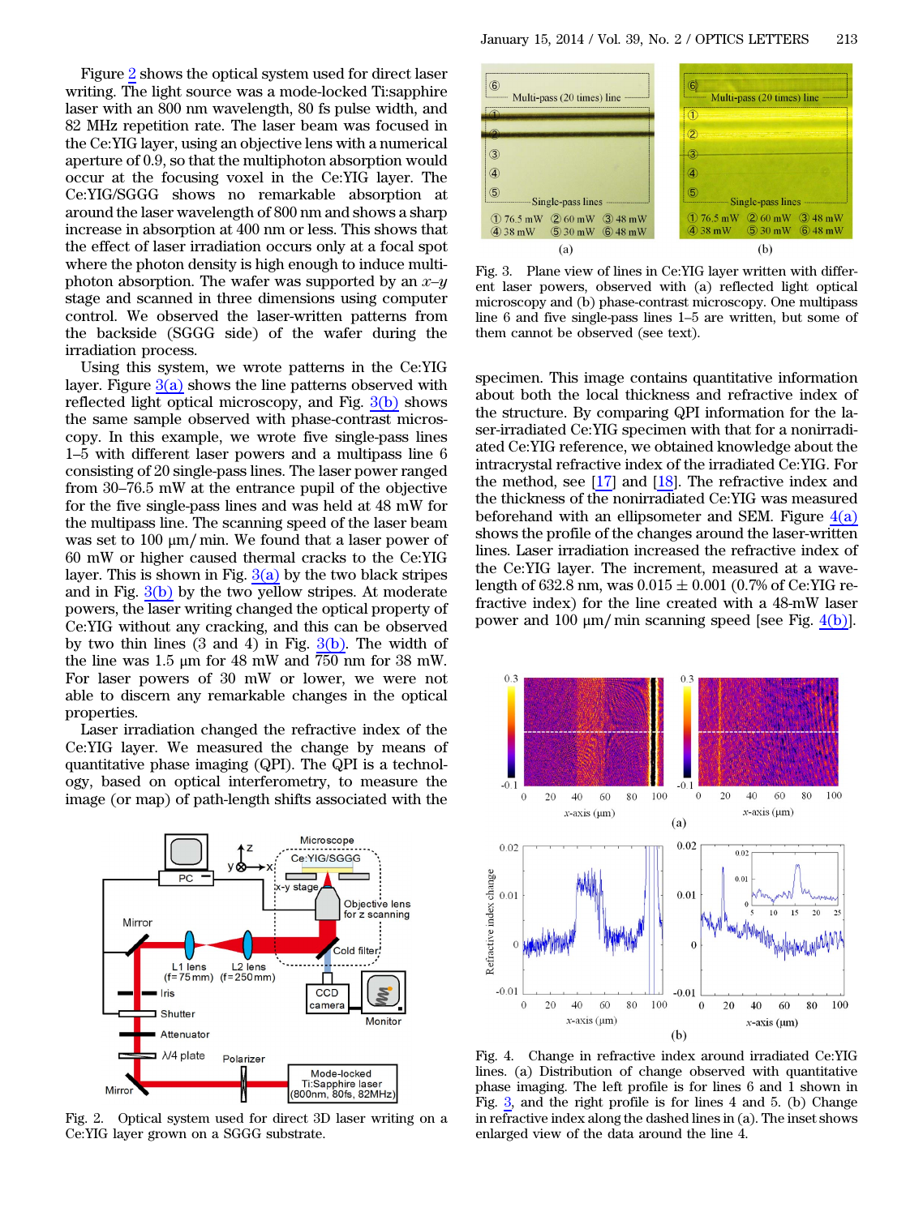Figure 2 shows the optical system used for direct laser writing. The light source was a mode-locked Ti:sapphire laser with an 800 nm wavelength, 80 fs pulse width, and 82 MHz repetition rate. The laser beam was focused in the Ce:YIG layer, using an objective lens with a numerical aperture of 0.9, so that the multiphoton absorption would occur at the focusing voxel in the Ce:YIG layer. The Ce:YIG/SGGG shows no remarkable absorption at around the laser wavelength of 800 nm and shows a sharp increase in absorption at 400 nm or less. This shows that the effect of laser irradiation occurs only at a focal spot where the photon density is high enough to induce multiphoton absorption. The wafer was supported by an $x$–$y$ stage and scanned in three dimensions using computer control. We observed the laser-written patterns from the backside (SGGG side) of the wafer during the irradiation process.

Using this system, we wrote patterns in the Ce:YIG layer. Figure 3(a) shows the line patterns observed with reflected light optical microscopy, and Fig. 3(b) shows the same sample observed with phase-contrast microscopy. In this example, we wrote five single-pass lines 1–5 with different laser powers and a multipass line 6 consisting of 20 single-pass lines. The laser power ranged from 30–76.5 mW at the entrance pupil of the objective for the five single-pass lines and was held at 48 mW for the multipass line. The scanning speed of the laser beam was set to 100 μm/min. We found that a laser power of 60 mW or higher caused thermal cracks to the Ce:YIG layer. This is shown in Fig. 3(a) by the two black stripes and in Fig. 3(b) by the two yellow stripes. At moderate powers, the laser writing changed the optical property of Ce:YIG without any cracking, and this can be observed by two thin lines (3 and 4) in Fig. 3(b). The width of the line was 1.5 μm for 48 mW and 750 nm for 38 mW. For laser powers of 30 mW or lower, we were not able to discern any remarkable changes in the optical properties.

Laser irradiation changed the refractive index of the Ce:YIG layer. We measured the change by means of quantitative phase imaging (QPI). The QPI is a technology, based on optical interferometry, to measure the image (or map) of path-length shifts associated with the specimen. This image contains quantitative information about both the local thickness and refractive index of the structure. By comparing QPI information for the laser-irradiated Ce:YIG specimen with that for a nonirradiated Ce:YIG reference, we obtained knowledge about the intracrystal refractive index of the irradiated Ce:YIG. For the method, see [17] and [18]. The refractive index and the thickness of the nonirradiated Ce:YIG was measured beforehand with an ellipsometer and SEM. Figure 4(a) shows the profile of the changes around the laser-written lines. Laser irradiation increased the refractive index of the Ce:YIG layer. The increment, measured at a wavelength of 632.8 nm, was $0.015 \pm 0.001$ (0.7% of Ce:YIG refractive index) for the line created with a 48-mW laser power and 100 μm/min scanning speed [see Fig. 4(b)].

Fig. 2. Optical system used for direct 3D laser writing on a Ce:YIG layer grown on a SGGG substrate.

Fig. 3. Plane view of lines in Ce:YIG layer written with different laser powers, observed with (a) reflected light optical microscopy and (b) phase-contrast microscopy. One multipass line 6 and five single-pass lines 1–5 are written, but some of them cannot be observed (see text).

Fig. 4. Change in refractive index around irradiated Ce:YIG lines. (a) Distribution of change observed with quantitative phase imaging. The left profile is for lines 6 and 1 shown in Fig. 3, and the right profile is for lines 4 and 5. (b) Change in refractive index along the dashed lines in (a). The inset shows enlarged view of the data around the line 4.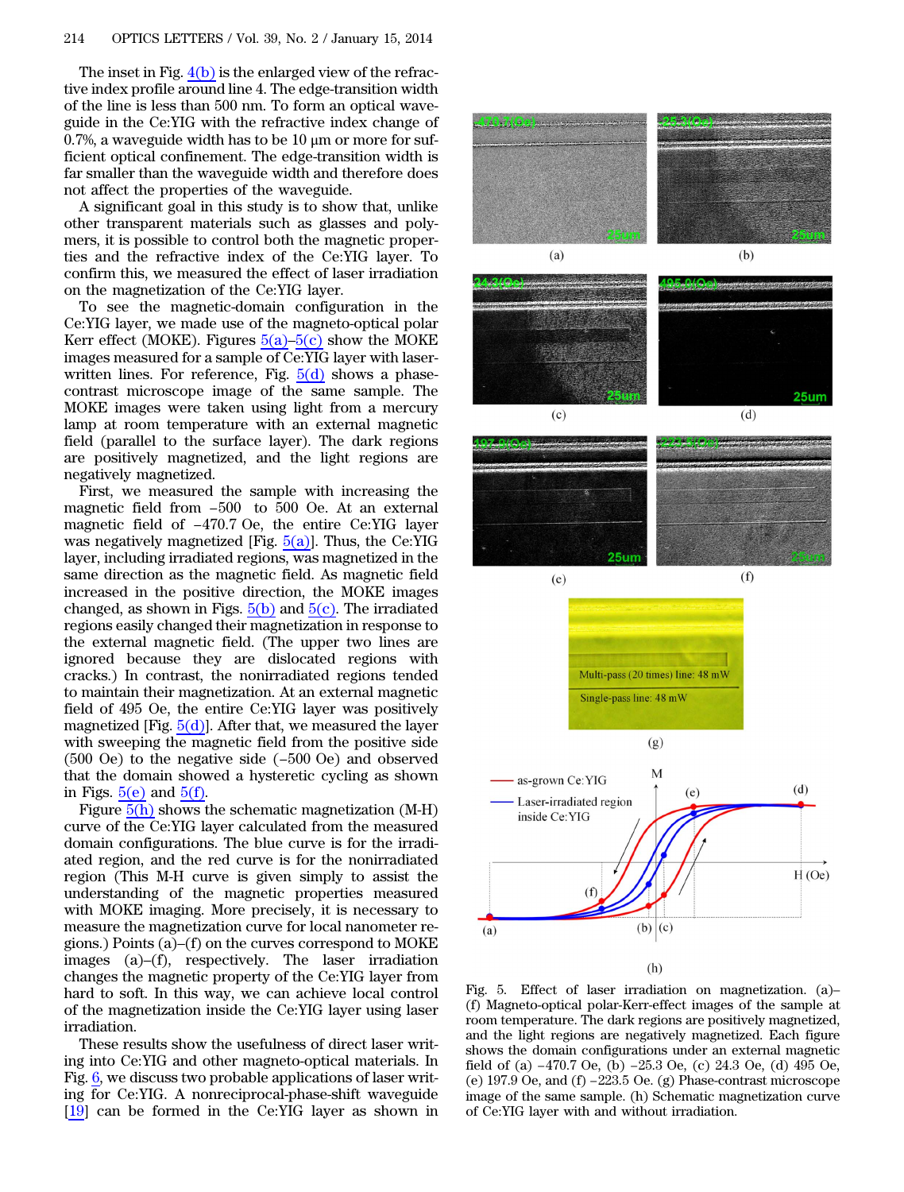The inset in Fig. 4(b) is the enlarged view of the refractive index profile around line 4. The edge-transition width of the line is less than 500 nm. To form an optical waveguide in the Ce:YIG with the refractive index change of 0.7%, a waveguide width has to be 10 μm or more for sufficient optical confinement. The edge-transition width is far smaller than the waveguide width and therefore does not affect the properties of the waveguide.

A significant goal in this study is to show that, unlike other transparent materials such as glasses and polymers, it is possible to control both the magnetic properties and the refractive index of the Ce:YIG layer. To confirm this, we measured the effect of laser irradiation on the magnetization of the Ce:YIG layer.

To see the magnetic-domain configuration in the Ce:YIG layer, we made use of the magneto-optical polar Kerr effect (MOKE). Figures 5(a)–5(c) show the MOKE images measured for a sample of Ce:YIG layer with laser-written lines. For reference, Fig. 5(d) shows a phase-contrast microscope image of the same sample. The MOKE images were taken using light from a mercury lamp at room temperature with an external magnetic field (parallel to the surface layer). The dark regions are positively magnetized, and the light regions are negatively magnetized.

First, we measured the sample with increasing the magnetic field from −500 to 500 Oe. At an external magnetic field of −470.7 Oe, the entire Ce:YIG layer was negatively magnetized [Fig. 5(a)]. Thus, the Ce:YIG layer, including irradiated regions, was magnetized in the same direction as the magnetic field. As magnetic field increased in the positive direction, the MOKE images changed, as shown in Figs. 5(b) and 5(c). The irradiated regions easily changed their magnetization in response to the external magnetic field. (The upper two lines are ignored because they are dislocated regions with cracks.) In contrast, the nonirradiated regions tended to maintain their magnetization. At an external magnetic field of 495 Oe, the entire Ce:YIG layer was positively magnetized [Fig. 5(d)]. After that, we measured the layer with sweeping the magnetic field from the positive side (500 Oe) to the negative side (−500 Oe) and observed that the domain showed a hysteretic cycling as shown in Figs. 5(e) and 5(f).

Figure 5(h) shows the schematic magnetization (M-H) curve of the Ce:YIG layer calculated from the measured domain configurations. The blue curve is for the irradiated region, and the red curve is for the nonirradiated region (This M-H curve is given simply to assist the understanding of the magnetic properties measured with MOKE imaging. More precisely, it is necessary to measure the magnetization curve for local nanometer regions.) Points (a)–(f) on the curves correspond to MOKE images (a)–(f), respectively. The laser irradiation changes the magnetic property of the Ce:YIG layer from hard to soft. In this way, we can achieve local control of the magnetization inside the Ce:YIG layer using laser irradiation.

These results show the usefulness of direct laser writing into Ce:YIG and other magneto-optical materials. In Fig. 6, we discuss two probable applications of laser writing for Ce:YIG. A nonreciprocal-phase-shift waveguide [19] can be formed in the Ce:YIG layer as shown in

Fig. 5. Effect of laser irradiation on magnetization. (a)–(f) Magneto-optical polar-Kerr-effect images of the sample at room temperature. The dark regions are positively magnetized, and the light regions are negatively magnetized. Each figure shows the domain configurations under an external magnetic field of (a) −470.7 Oe, (b) −25.3 Oe, (c) 24.3 Oe, (d) 495 Oe, (e) 197.9 Oe, and (f) −223.5 Oe. (g) Phase-contrast microscope image of the same sample. (h) Schematic magnetization curve of Ce:YIG layer with and without irradiation.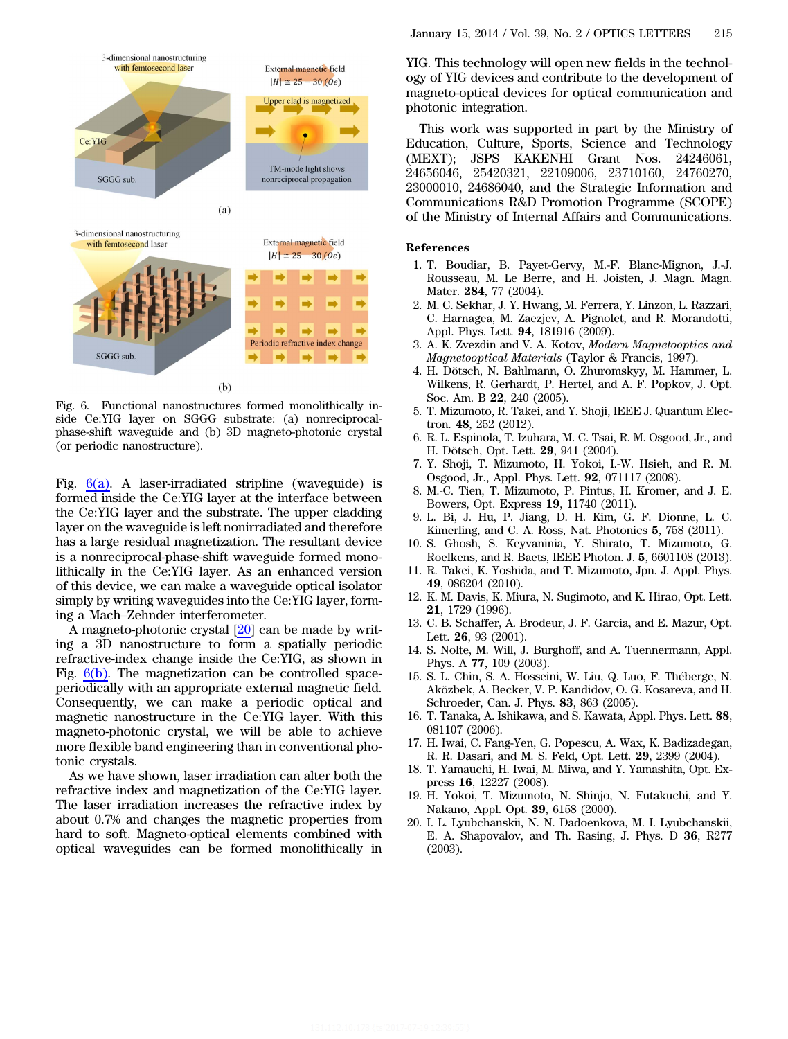3-dimensional nanostructuring with femtosecond laser

Ce:YIG

SGGG sub.

External magnetic field $|H| \cong 25 - 30\,(Oe)$

Upper clad is magnetized

TM-mode light shows nonreciprocal propagation

(a)

3-dimensional nanostructuring with femtosecond laser

SGGG sub.

External magnetic field $|H| \cong 25 - 30\,(Oe)$

Periodic refractive index change

(b)

Fig. 6. Functional nanostructures formed monolithically inside Ce:YIG layer on SGGG substrate: (a) nonreciprocal-phase-shift waveguide and (b) 3D magneto-photonic crystal (or periodic nanostructure).

Fig. 6(a). A laser-irradiated stripline (waveguide) is formed inside the Ce:YIG layer at the interface between the Ce:YIG layer and the substrate. The upper cladding layer on the waveguide is left nonirradiated and therefore has a large residual magnetization. The resultant device is a nonreciprocal-phase-shift waveguide formed monolithically in the Ce:YIG layer. As an enhanced version of this device, we can make a waveguide optical isolator simply by writing waveguides into the Ce:YIG layer, forming a Mach–Zehnder interferometer.

A magneto-photonic crystal [20] can be made by writing a 3D nanostructure to form a spatially periodic refractive-index change inside the Ce:YIG, as shown in Fig. 6(b). The magnetization can be controlled space-periodically with an appropriate external magnetic field. Consequently, we can make a periodic optical and magnetic nanostructure in the Ce:YIG layer. With this magneto-photonic crystal, we will be able to achieve more flexible band engineering than in conventional photonic crystals.

As we have shown, laser irradiation can alter both the refractive index and magnetization of the Ce:YIG layer. The laser irradiation increases the refractive index by about 0.7% and changes the magnetic properties from hard to soft. Magneto-optical elements combined with optical waveguides can be formed monolithically in YIG. This technology will open new fields in the technology of YIG devices and contribute to the development of magneto-optical devices for optical communication and photonic integration.

This work was supported in part by the Ministry of Education, Culture, Sports, Science and Technology (MEXT); JSPS KAKENHI Grant Nos. 24246061, 24656046, 25420321, 22109006, 23710160, 24760270, 23000010, 24686040, and the Strategic Information and Communications R&D Promotion Programme (SCOPE) of the Ministry of Internal Affairs and Communications.

## References

1. T. Boudiar, B. Payet-Gervy, M.-F. Blanc-Mignon, J.-J. Rousseau, M. Le Berre, and H. Joisten, J. Magn. Magn. Mater. **284**, 77 (2004).
2. M. C. Sekhar, J. Y. Hwang, M. Ferrera, Y. Linzon, L. Razzari, C. Harnagea, M. Zaezjev, A. Pignolet, and R. Morandotti, Appl. Phys. Lett. **94**, 181916 (2009).
3. A. K. Zvezdin and V. A. Kotov, *Modern Magnetooptics and Magnetooptical Materials* (Taylor & Francis, 1997).
4. H. Dötsch, N. Bahlmann, O. Zhuromskyy, M. Hammer, L. Wilkens, R. Gerhardt, P. Hertel, and A. F. Popkov, J. Opt. Soc. Am. B **22**, 240 (2005).
5. T. Mizumoto, R. Takei, and Y. Shoji, IEEE J. Quantum Electron. **48**, 252 (2012).
6. R. L. Espinola, T. Izuhara, M. C. Tsai, R. M. Osgood, Jr., and H. Dötsch, Opt. Lett. **29**, 941 (2004).
7. Y. Shoji, T. Mizumoto, H. Yokoi, I.-W. Hsieh, and R. M. Osgood, Jr., Appl. Phys. Lett. **92**, 071117 (2008).
8. M.-C. Tien, T. Mizumoto, P. Pintus, H. Kromer, and J. E. Bowers, Opt. Express **19**, 11740 (2011).
9. L. Bi, J. Hu, P. Jiang, D. H. Kim, G. F. Dionne, L. C. Kimerling, and C. A. Ross, Nat. Photonics **5**, 758 (2011).
10. S. Ghosh, S. Keyvaninia, Y. Shirato, T. Mizumoto, G. Roelkens, and R. Baets, IEEE Photon. J. **5**, 6601108 (2013).
11. R. Takei, K. Yoshida, and T. Mizumoto, Jpn. J. Appl. Phys. **49**, 086204 (2010).
12. K. M. Davis, K. Miura, N. Sugimoto, and K. Hirao, Opt. Lett. **21**, 1729 (1996).
13. C. B. Schaffer, A. Brodeur, J. F. Garcia, and E. Mazur, Opt. Lett. **26**, 93 (2001).
14. S. Nolte, M. Will, J. Burghoff, and A. Tuennermann, Appl. Phys. A **77**, 109 (2003).
15. S. L. Chin, S. A. Hosseini, W. Liu, Q. Luo, F. Théberge, N. Aközbek, A. Becker, V. P. Kandidov, O. G. Kosareva, and H. Schroeder, Can. J. Phys. **83**, 863 (2005).
16. T. Tanaka, A. Ishikawa, and S. Kawata, Appl. Phys. Lett. **88**, 081107 (2006).
17. H. Iwai, C. Fang-Yen, G. Popescu, A. Wax, K. Badizadegan, R. R. Dasari, and M. S. Feld, Opt. Lett. **29**, 2399 (2004).
18. T. Yamauchi, H. Iwai, M. Miwa, and Y. Yamashita, Opt. Express **16**, 12227 (2008).
19. H. Yokoi, T. Mizumoto, N. Shinjo, N. Futakuchi, and Y. Nakano, Appl. Opt. **39**, 6158 (2000).
20. I. L. Lyubchanskii, N. N. Dadoenkova, M. I. Lyubchanskii, E. A. Shapovalov, and Th. Rasing, J. Phys. D **36**, R277 (2003).